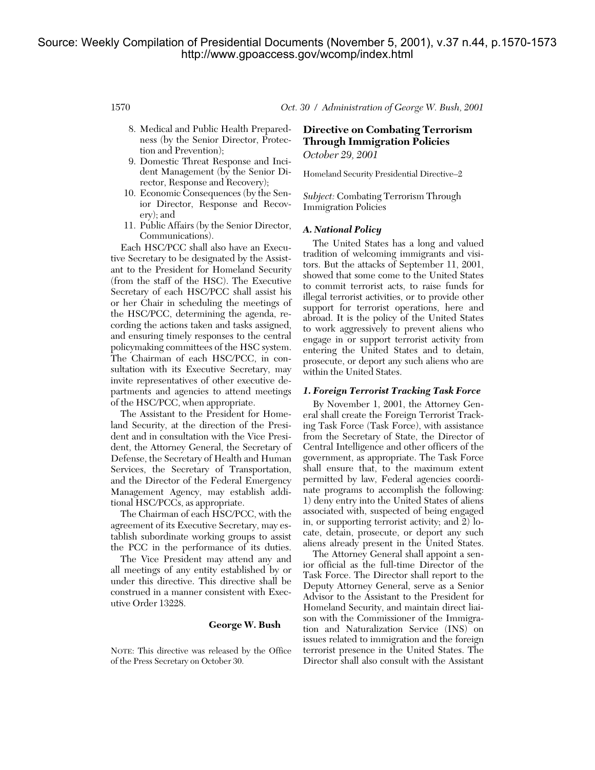Source: Weekly Compilation of Presidential Documents (November 5, 2001), v.37 n.44, p.1570-1573
http://www.gpoaccess.gov/wcomp/index.html

8. Medical and Public Health Preparedness (by the Senior Director, Protection and Prevention);
9. Domestic Threat Response and Incident Management (by the Senior Director, Response and Recovery);
10. Economic Consequences (by the Senior Director, Response and Recovery); and
11. Public Affairs (by the Senior Director, Communications).

Each HSC/PCC shall also have an Executive Secretary to be designated by the Assistant to the President for Homeland Security (from the staff of the HSC). The Executive Secretary of each HSC/PCC shall assist his or her Chair in scheduling the meetings of the HSC/PCC, determining the agenda, recording the actions taken and tasks assigned, and ensuring timely responses to the central policymaking committees of the HSC system. The Chairman of each HSC/PCC, in consultation with its Executive Secretary, may invite representatives of other executive departments and agencies to attend meetings of the HSC/PCC, when appropriate.

The Assistant to the President for Homeland Security, at the direction of the President and in consultation with the Vice President, the Attorney General, the Secretary of Defense, the Secretary of Health and Human Services, the Secretary of Transportation, and the Director of the Federal Emergency Management Agency, may establish additional HSC/PCCs, as appropriate.

The Chairman of each HSC/PCC, with the agreement of its Executive Secretary, may establish subordinate working groups to assist the PCC in the performance of its duties.

The Vice President may attend any and all meetings of any entity established by or under this directive. This directive shall be construed in a manner consistent with Executive Order 13228.

**George W. Bush**

NOTE: This directive was released by the Office of the Press Secretary on October 30.

## Directive on Combating Terrorism Through Immigration Policies

*October 29, 2001*

Homeland Security Presidential Directive–2

*Subject:* Combating Terrorism Through Immigration Policies

### *A. National Policy*

The United States has a long and valued tradition of welcoming immigrants and visitors. But the attacks of September 11, 2001, showed that some come to the United States to commit terrorist acts, to raise funds for illegal terrorist activities, or to provide other support for terrorist operations, here and abroad. It is the policy of the United States to work aggressively to prevent aliens who engage in or support terrorist activity from entering the United States and to detain, prosecute, or deport any such aliens who are within the United States.

### *1. Foreign Terrorist Tracking Task Force*

By November 1, 2001, the Attorney General shall create the Foreign Terrorist Tracking Task Force (Task Force), with assistance from the Secretary of State, the Director of Central Intelligence and other officers of the government, as appropriate. The Task Force shall ensure that, to the maximum extent permitted by law, Federal agencies coordinate programs to accomplish the following: 1) deny entry into the United States of aliens associated with, suspected of being engaged in, or supporting terrorist activity; and 2) locate, detain, prosecute, or deport any such aliens already present in the United States.

The Attorney General shall appoint a senior official as the full-time Director of the Task Force. The Director shall report to the Deputy Attorney General, serve as a Senior Advisor to the Assistant to the President for Homeland Security, and maintain direct liaison with the Commissioner of the Immigration and Naturalization Service (INS) on issues related to immigration and the foreign terrorist presence in the United States. The Director shall also consult with the Assistant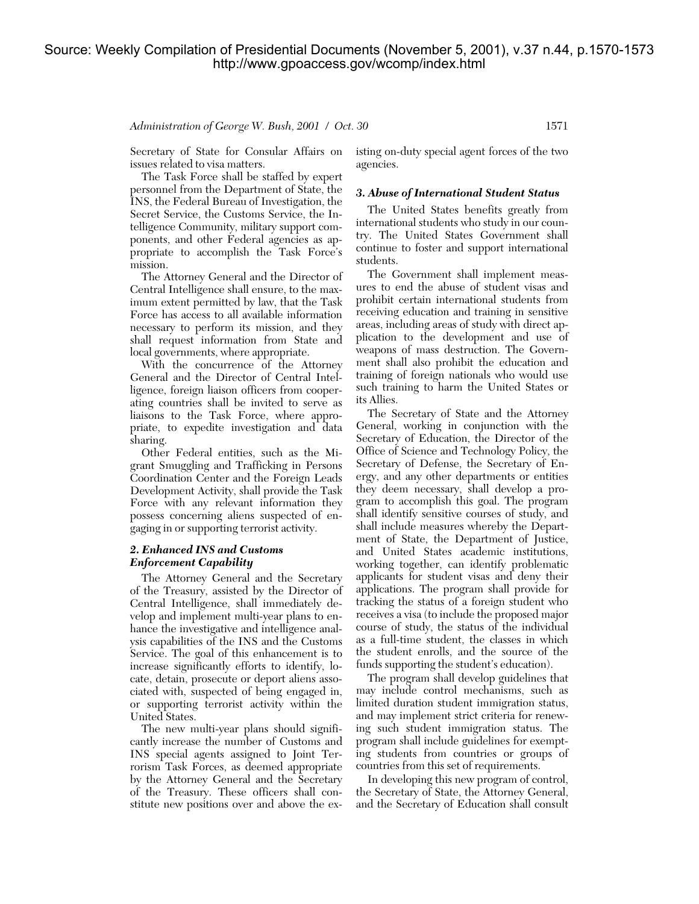Secretary of State for Consular Affairs on issues related to visa matters.

The Task Force shall be staffed by expert personnel from the Department of State, the INS, the Federal Bureau of Investigation, the Secret Service, the Customs Service, the Intelligence Community, military support components, and other Federal agencies as appropriate to accomplish the Task Force's mission.

The Attorney General and the Director of Central Intelligence shall ensure, to the maximum extent permitted by law, that the Task Force has access to all available information necessary to perform its mission, and they shall request information from State and local governments, where appropriate.

With the concurrence of the Attorney General and the Director of Central Intelligence, foreign liaison officers from cooperating countries shall be invited to serve as liaisons to the Task Force, where appropriate, to expedite investigation and data sharing.

Other Federal entities, such as the Migrant Smuggling and Trafficking in Persons Coordination Center and the Foreign Leads Development Activity, shall provide the Task Force with any relevant information they possess concerning aliens suspected of engaging in or supporting terrorist activity.

### *2. Enhanced INS and Customs Enforcement Capability*

The Attorney General and the Secretary of the Treasury, assisted by the Director of Central Intelligence, shall immediately develop and implement multi-year plans to enhance the investigative and intelligence analysis capabilities of the INS and the Customs Service. The goal of this enhancement is to increase significantly efforts to identify, locate, detain, prosecute or deport aliens associated with, suspected of being engaged in, or supporting terrorist activity within the United States.

The new multi-year plans should significantly increase the number of Customs and INS special agents assigned to Joint Terrorism Task Forces, as deemed appropriate by the Attorney General and the Secretary of the Treasury. These officers shall constitute new positions over and above the existing on-duty special agent forces of the two agencies.

### *3. Abuse of International Student Status*

The United States benefits greatly from international students who study in our country. The United States Government shall continue to foster and support international students.

The Government shall implement measures to end the abuse of student visas and prohibit certain international students from receiving education and training in sensitive areas, including areas of study with direct application to the development and use of weapons of mass destruction. The Government shall also prohibit the education and training of foreign nationals who would use such training to harm the United States or its Allies.

The Secretary of State and the Attorney General, working in conjunction with the Secretary of Education, the Director of the Office of Science and Technology Policy, the Secretary of Defense, the Secretary of Energy, and any other departments or entities they deem necessary, shall develop a program to accomplish this goal. The program shall identify sensitive courses of study, and shall include measures whereby the Department of State, the Department of Justice, and United States academic institutions, working together, can identify problematic applicants for student visas and deny their applications. The program shall provide for tracking the status of a foreign student who receives a visa (to include the proposed major course of study, the status of the individual as a full-time student, the classes in which the student enrolls, and the source of the funds supporting the student's education).

The program shall develop guidelines that may include control mechanisms, such as limited duration student immigration status, and may implement strict criteria for renewing such student immigration status. The program shall include guidelines for exempting students from countries or groups of countries from this set of requirements.

In developing this new program of control, the Secretary of State, the Attorney General, and the Secretary of Education shall consult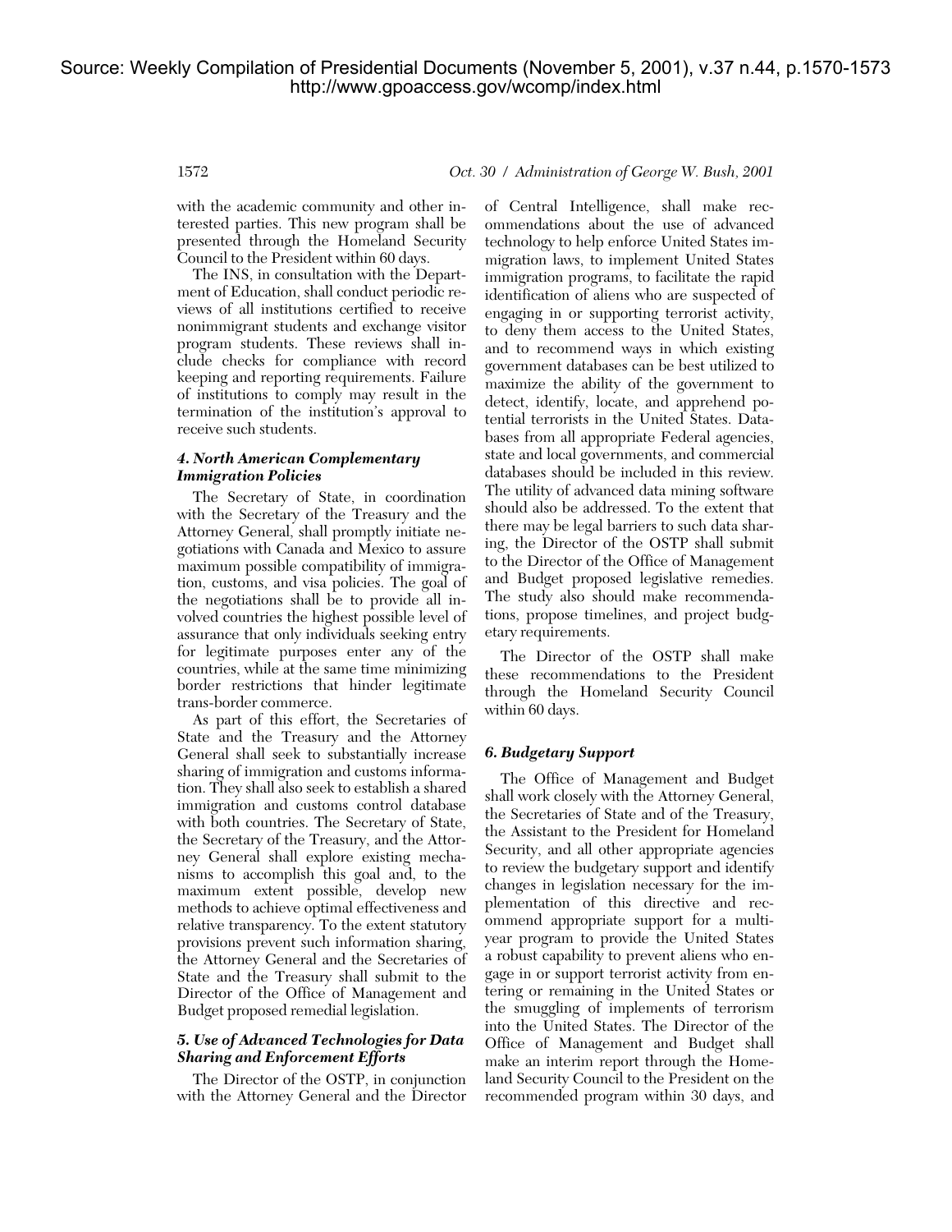with the academic community and other interested parties. This new program shall be presented through the Homeland Security Council to the President within 60 days.

The INS, in consultation with the Department of Education, shall conduct periodic reviews of all institutions certified to receive nonimmigrant students and exchange visitor program students. These reviews shall include checks for compliance with record keeping and reporting requirements. Failure of institutions to comply may result in the termination of the institution's approval to receive such students.

### *4. North American Complementary Immigration Policies*

The Secretary of State, in coordination with the Secretary of the Treasury and the Attorney General, shall promptly initiate negotiations with Canada and Mexico to assure maximum possible compatibility of immigration, customs, and visa policies. The goal of the negotiations shall be to provide all involved countries the highest possible level of assurance that only individuals seeking entry for legitimate purposes enter any of the countries, while at the same time minimizing border restrictions that hinder legitimate trans-border commerce.

As part of this effort, the Secretaries of State and the Treasury and the Attorney General shall seek to substantially increase sharing of immigration and customs information. They shall also seek to establish a shared immigration and customs control database with both countries. The Secretary of State, the Secretary of the Treasury, and the Attorney General shall explore existing mechanisms to accomplish this goal and, to the maximum extent possible, develop new methods to achieve optimal effectiveness and relative transparency. To the extent statutory provisions prevent such information sharing, the Attorney General and the Secretaries of State and the Treasury shall submit to the Director of the Office of Management and Budget proposed remedial legislation.

### *5. Use of Advanced Technologies for Data Sharing and Enforcement Efforts*

The Director of the OSTP, in conjunction with the Attorney General and the Director of Central Intelligence, shall make recommendations about the use of advanced technology to help enforce United States immigration laws, to implement United States immigration programs, to facilitate the rapid identification of aliens who are suspected of engaging in or supporting terrorist activity, to deny them access to the United States, and to recommend ways in which existing government databases can be best utilized to maximize the ability of the government to detect, identify, locate, and apprehend potential terrorists in the United States. Databases from all appropriate Federal agencies, state and local governments, and commercial databases should be included in this review. The utility of advanced data mining software should also be addressed. To the extent that there may be legal barriers to such data sharing, the Director of the OSTP shall submit to the Director of the Office of Management and Budget proposed legislative remedies. The study also should make recommendations, propose timelines, and project budgetary requirements.

The Director of the OSTP shall make these recommendations to the President through the Homeland Security Council within 60 days.

### *6. Budgetary Support*

The Office of Management and Budget shall work closely with the Attorney General, the Secretaries of State and of the Treasury, the Assistant to the President for Homeland Security, and all other appropriate agencies to review the budgetary support and identify changes in legislation necessary for the implementation of this directive and recommend appropriate support for a multi-year program to provide the United States a robust capability to prevent aliens who engage in or support terrorist activity from entering or remaining in the United States or the smuggling of implements of terrorism into the United States. The Director of the Office of Management and Budget shall make an interim report through the Homeland Security Council to the President on the recommended program within 30 days, and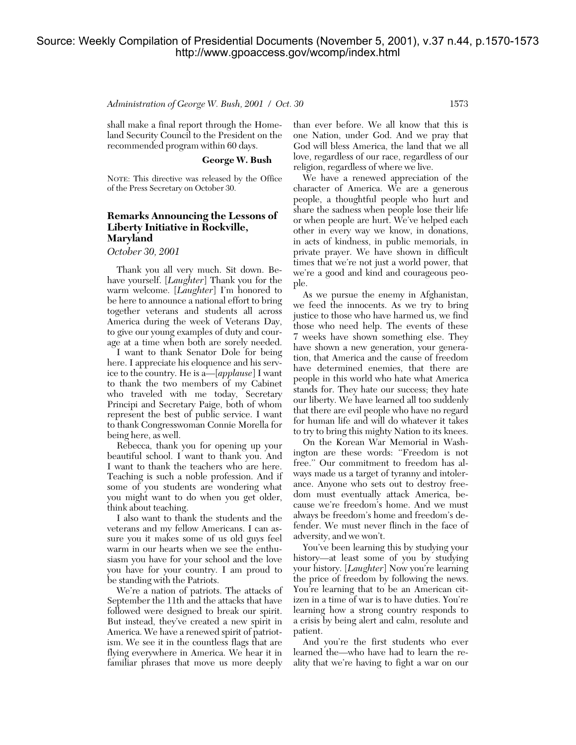shall make a final report through the Homeland Security Council to the President on the recommended program within 60 days.

**George W. Bush**

NOTE: This directive was released by the Office of the Press Secretary on October 30.

## Remarks Announcing the Lessons of Liberty Initiative in Rockville, Maryland

*October 30, 2001*

Thank you all very much. Sit down. Behave yourself. [*Laughter*] Thank you for the warm welcome. [*Laughter*] I'm honored to be here to announce a national effort to bring together veterans and students all across America during the week of Veterans Day, to give our young examples of duty and courage at a time when both are sorely needed.

I want to thank Senator Dole for being here. I appreciate his eloquence and his service to the country. He is a—[*applause*] I want to thank the two members of my Cabinet who traveled with me today, Secretary Principi and Secretary Paige, both of whom represent the best of public service. I want to thank Congresswoman Connie Morella for being here, as well.

Rebecca, thank you for opening up your beautiful school. I want to thank you. And I want to thank the teachers who are here. Teaching is such a noble profession. And if some of you students are wondering what you might want to do when you get older, think about teaching.

I also want to thank the students and the veterans and my fellow Americans. I can assure you it makes some of us old guys feel warm in our hearts when we see the enthusiasm you have for your school and the love you have for your country. I am proud to be standing with the Patriots.

We're a nation of patriots. The attacks of September the 11th and the attacks that have followed were designed to break our spirit. But instead, they've created a new spirit in America. We have a renewed spirit of patriotism. We see it in the countless flags that are flying everywhere in America. We hear it in familiar phrases that move us more deeply than ever before. We all know that this is one Nation, under God. And we pray that God will bless America, the land that we all love, regardless of our race, regardless of our religion, regardless of where we live.

We have a renewed appreciation of the character of America. We are a generous people, a thoughtful people who hurt and share the sadness when people lose their life or when people are hurt. We've helped each other in every way we know, in donations, in acts of kindness, in public memorials, in private prayer. We have shown in difficult times that we're not just a world power, that we're a good and kind and courageous people.

As we pursue the enemy in Afghanistan, we feed the innocents. As we try to bring justice to those who have harmed us, we find those who need help. The events of these 7 weeks have shown something else. They have shown a new generation, your generation, that America and the cause of freedom have determined enemies, that there are people in this world who hate what America stands for. They hate our success; they hate our liberty. We have learned all too suddenly that there are evil people who have no regard for human life and will do whatever it takes to try to bring this mighty Nation to its knees.

On the Korean War Memorial in Washington are these words: "Freedom is not free." Our commitment to freedom has always made us a target of tyranny and intolerance. Anyone who sets out to destroy freedom must eventually attack America, because we're freedom's home. And we must always be freedom's home and freedom's defender. We must never flinch in the face of adversity, and we won't.

You've been learning this by studying your history—at least some of you by studying your history. [*Laughter*] Now you're learning the price of freedom by following the news. You're learning that to be an American citizen in a time of war is to have duties. You're learning how a strong country responds to a crisis by being alert and calm, resolute and patient.

And you're the first students who ever learned the—who have had to learn the reality that we're having to fight a war on our